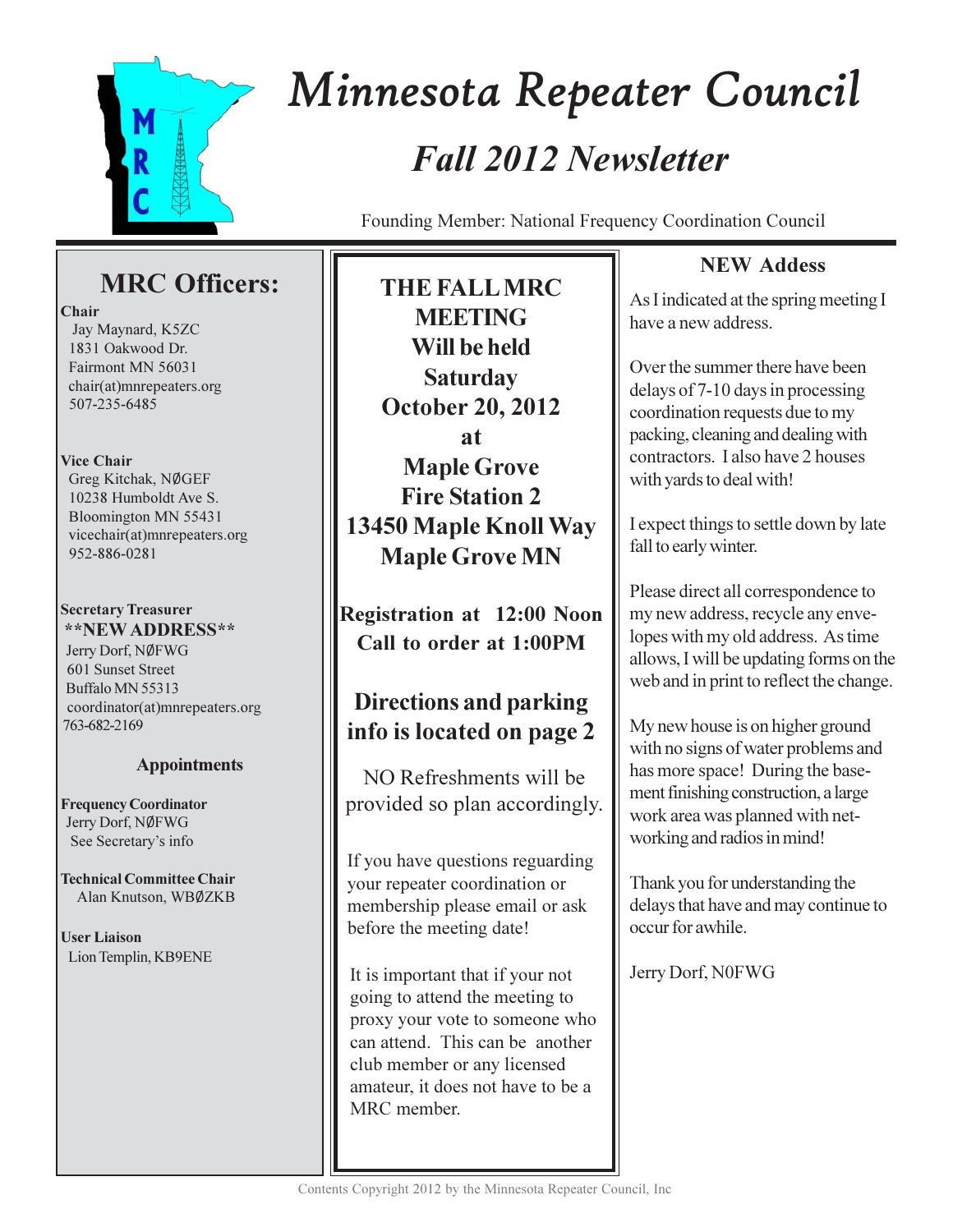# Minnesota Repeater Council

## *Fall 2012 Newsletter*

Founding Member: National Frequency Coordination Council

## MRC Officers:

**Chair**
Jay Maynard, K5ZC
1831 Oakwood Dr.
Fairmont MN 56031
chair(at)mnrepeaters.org
507-235-6485

**Vice Chair**
Greg Kitchak, NØGEF
10238 Humboldt Ave S.
Bloomington MN 55431
vicechair(at)mnrepeaters.org
952-886-0281

**Secretary Treasurer**
**\*\*NEW ADDRESS\*\***
Jerry Dorf, NØFWG
601 Sunset Street
Buffalo MN 55313
coordinator(at)mnrepeaters.org
763-682-2169

### Appointments

**Frequency Coordinator**
Jerry Dorf, NØFWG
See Secretary's info

**Technical Committee Chair**
Alan Knutson, WBØZKB

**User Liaison**
Lion Templin, KB9ENE

**THE FALL MRC MEETING Will be held Saturday October 20, 2012 at Maple Grove Fire Station 2 13450 Maple Knoll Way Maple Grove MN**

**Registration at 12:00 Noon**
**Call to order at 1:00PM**

**Directions and parking info is located on page 2**

NO Refreshments will be provided so plan accordingly.

If you have questions reguarding your repeater coordination or membership please email or ask before the meeting date!

It is important that if your not going to attend the meeting to proxy your vote to someone who can attend. This can be another club member or any licensed amateur, it does not have to be a MRC member.

### NEW Addess

As I indicated at the spring meeting I have a new address.

Over the summer there have been delays of 7-10 days in processing coordination requests due to my packing, cleaning and dealing with contractors. I also have 2 houses with yards to deal with!

I expect things to settle down by late fall to early winter.

Please direct all correspondence to my new address, recycle any envelopes with my old address. As time allows, I will be updating forms on the web and in print to reflect the change.

My new house is on higher ground with no signs of water problems and has more space! During the basement finishing construction, a large work area was planned with networking and radios in mind!

Thank you for understanding the delays that have and may continue to occur for awhile.

Jerry Dorf, N0FWG

Contents Copyright 2012 by the Minnesota Repeater Council, Inc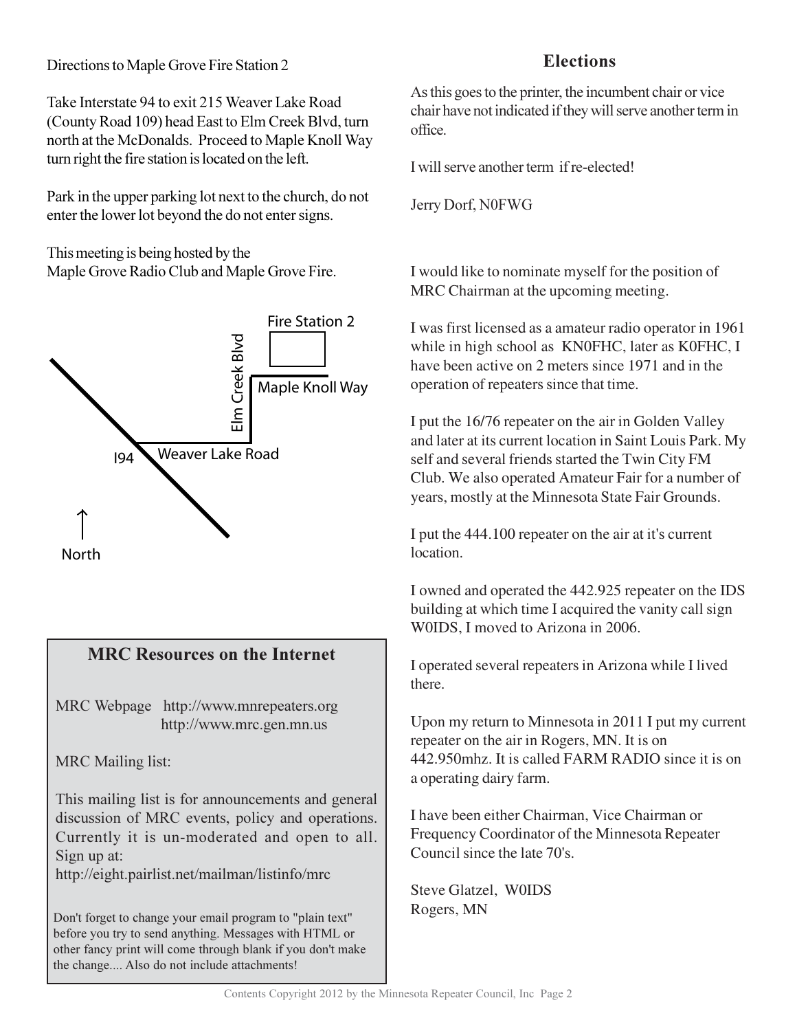Directions to Maple Grove Fire Station 2

Take Interstate 94 to exit 215 Weaver Lake Road (County Road 109) head East to Elm Creek Blvd, turn north at the McDonalds. Proceed to Maple Knoll Way turn right the fire station is located on the left.

Park in the upper parking lot next to the church, do not enter the lower lot beyond the do not enter signs.

This meeting is being hosted by the Maple Grove Radio Club and Maple Grove Fire.

Fire Station 2

Elm Creek Blvd

Maple Knoll Way

I94

Weaver Lake Road

North

## MRC Resources on the Internet

MRC Webpage http://www.mnrepeaters.org
http://www.mrc.gen.mn.us

MRC Mailing list:

This mailing list is for announcements and general discussion of MRC events, policy and operations. Currently it is un-moderated and open to all. Sign up at:
http://eight.pairlist.net/mailman/listinfo/mrc

Don't forget to change your email program to "plain text" before you try to send anything. Messages with HTML or other fancy print will come through blank if you don't make the change.... Also do not include attachments!

## Elections

As this goes to the printer, the incumbent chair or vice chair have not indicated if they will serve another term in office.

I will serve another term if re-elected!

Jerry Dorf, N0FWG

I would like to nominate myself for the position of MRC Chairman at the upcoming meeting.

I was first licensed as a amateur radio operator in 1961 while in high school as KN0FHC, later as K0FHC, I have been active on 2 meters since 1971 and in the operation of repeaters since that time.

I put the 16/76 repeater on the air in Golden Valley and later at its current location in Saint Louis Park. My self and several friends started the Twin City FM Club. We also operated Amateur Fair for a number of years, mostly at the Minnesota State Fair Grounds.

I put the 444.100 repeater on the air at it's current location.

I owned and operated the 442.925 repeater on the IDS building at which time I acquired the vanity call sign W0IDS, I moved to Arizona in 2006.

I operated several repeaters in Arizona while I lived there.

Upon my return to Minnesota in 2011 I put my current repeater on the air in Rogers, MN. It is on 442.950mhz. It is called FARM RADIO since it is on a operating dairy farm.

I have been either Chairman, Vice Chairman or Frequency Coordinator of the Minnesota Repeater Council since the late 70's.

Steve Glatzel, W0IDS
Rogers, MN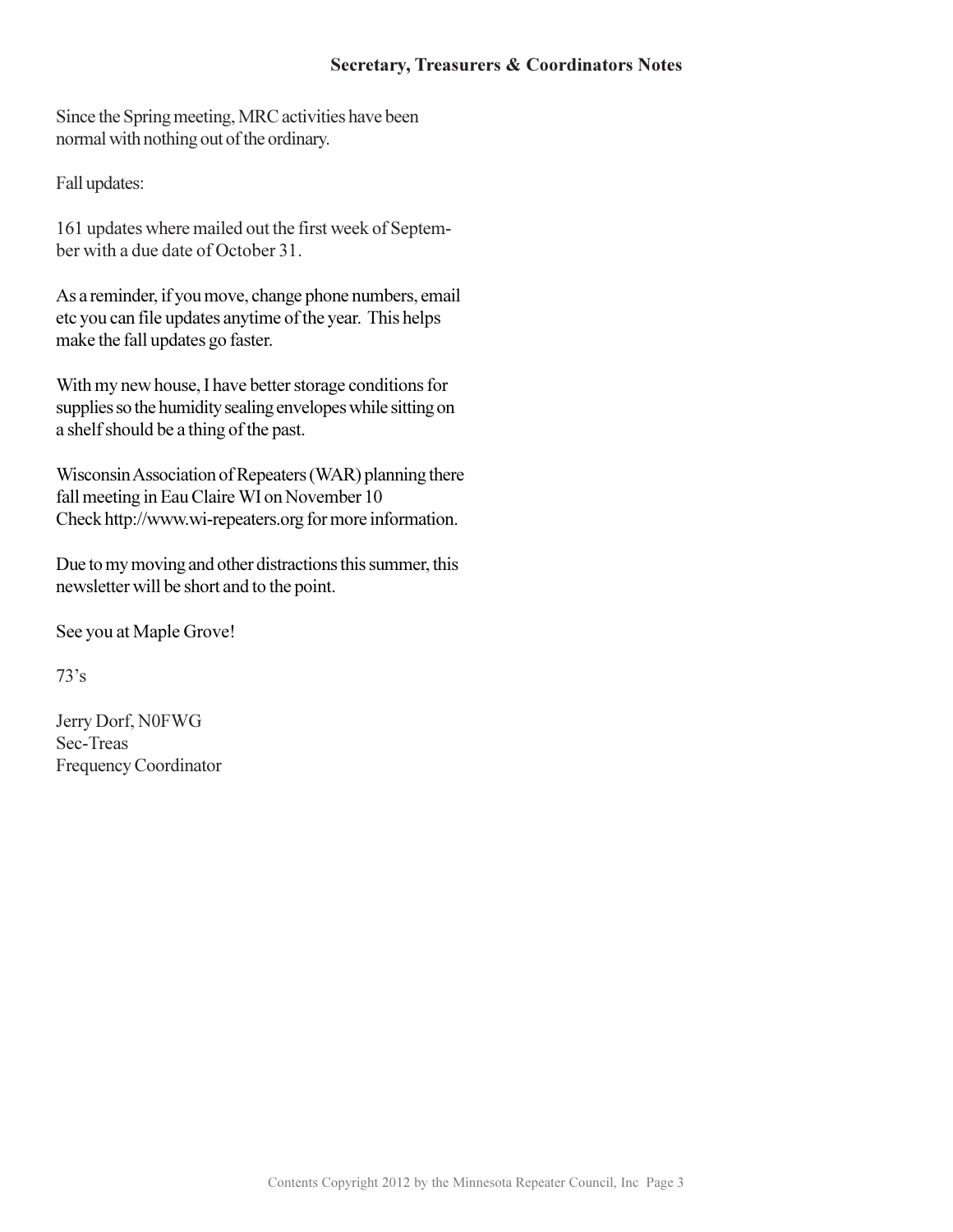## Secretary, Treasurers & Coordinators Notes

Since the Spring meeting, MRC activities have been normal with nothing out of the ordinary.

Fall updates:

161 updates where mailed out the first week of September with a due date of October 31.

As a reminder, if you move, change phone numbers, email etc you can file updates anytime of the year. This helps make the fall updates go faster.

With my new house, I have better storage conditions for supplies so the humidity sealing envelopes while sitting on a shelf should be a thing of the past.

Wisconsin Association of Repeaters (WAR) planning there fall meeting in Eau Claire WI on November 10
Check http://www.wi-repeaters.org for more information.

Due to my moving and other distractions this summer, this newsletter will be short and to the point.

See you at Maple Grove!

73's

Jerry Dorf, N0FWG
Sec-Treas
Frequency Coordinator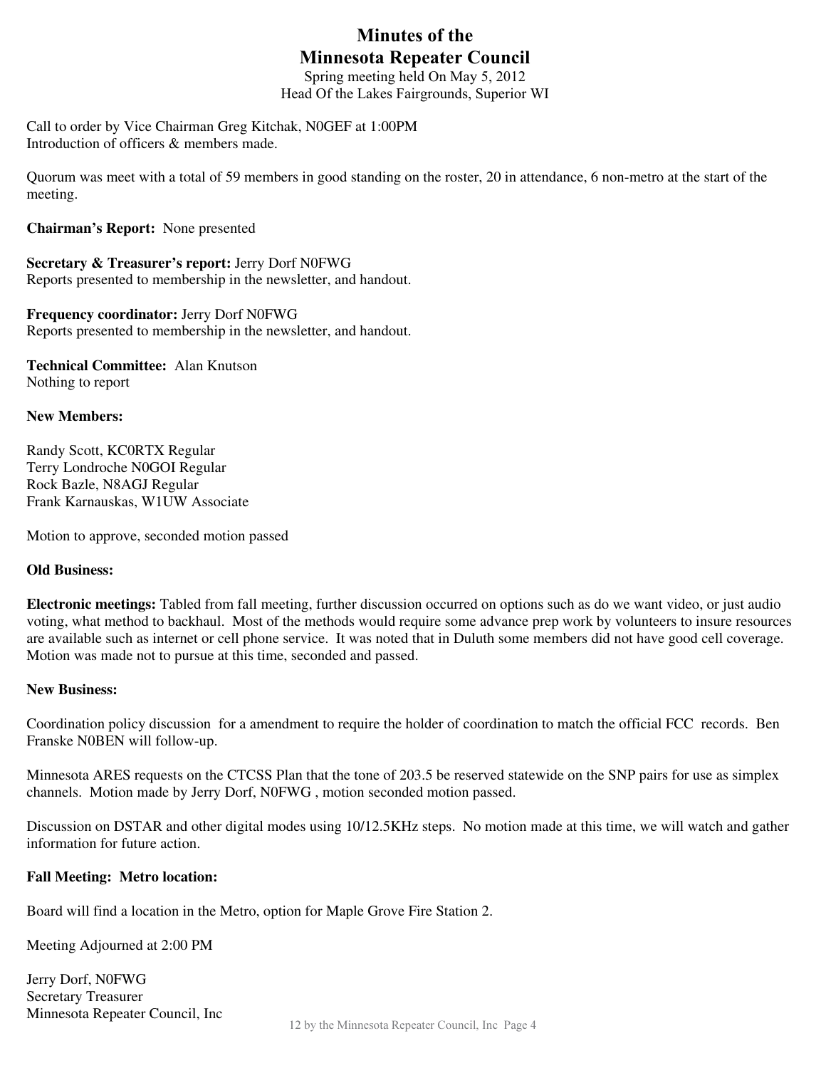# Minutes of the
# Minnesota Repeater Council

Spring meeting held On May 5, 2012
Head Of the Lakes Fairgrounds, Superior WI

Call to order by Vice Chairman Greg Kitchak, N0GEF at 1:00PM
Introduction of officers & members made.

Quorum was meet with a total of 59 members in good standing on the roster, 20 in attendance, 6 non-metro at the start of the meeting.

**Chairman's Report:** None presented

**Secretary & Treasurer's report:** Jerry Dorf N0FWG
Reports presented to membership in the newsletter, and handout.

**Frequency coordinator:** Jerry Dorf N0FWG
Reports presented to membership in the newsletter, and handout.

**Technical Committee:** Alan Knutson
Nothing to report

**New Members:**

Randy Scott, KC0RTX Regular
Terry Londroche N0GOI Regular
Rock Bazle, N8AGJ Regular
Frank Karnauskas, W1UW Associate

Motion to approve, seconded motion passed

**Old Business:**

**Electronic meetings:** Tabled from fall meeting, further discussion occurred on options such as do we want video, or just audio voting, what method to backhaul. Most of the methods would require some advance prep work by volunteers to insure resources are available such as internet or cell phone service. It was noted that in Duluth some members did not have good cell coverage. Motion was made not to pursue at this time, seconded and passed.

**New Business:**

Coordination policy discussion for a amendment to require the holder of coordination to match the official FCC records. Ben Franske N0BEN will follow-up.

Minnesota ARES requests on the CTCSS Plan that the tone of 203.5 be reserved statewide on the SNP pairs for use as simplex channels. Motion made by Jerry Dorf, N0FWG , motion seconded motion passed.

Discussion on DSTAR and other digital modes using 10/12.5KHz steps. No motion made at this time, we will watch and gather information for future action.

**Fall Meeting: Metro location:**

Board will find a location in the Metro, option for Maple Grove Fire Station 2.

Meeting Adjourned at 2:00 PM

Jerry Dorf, N0FWG
Secretary Treasurer
Minnesota Repeater Council, Inc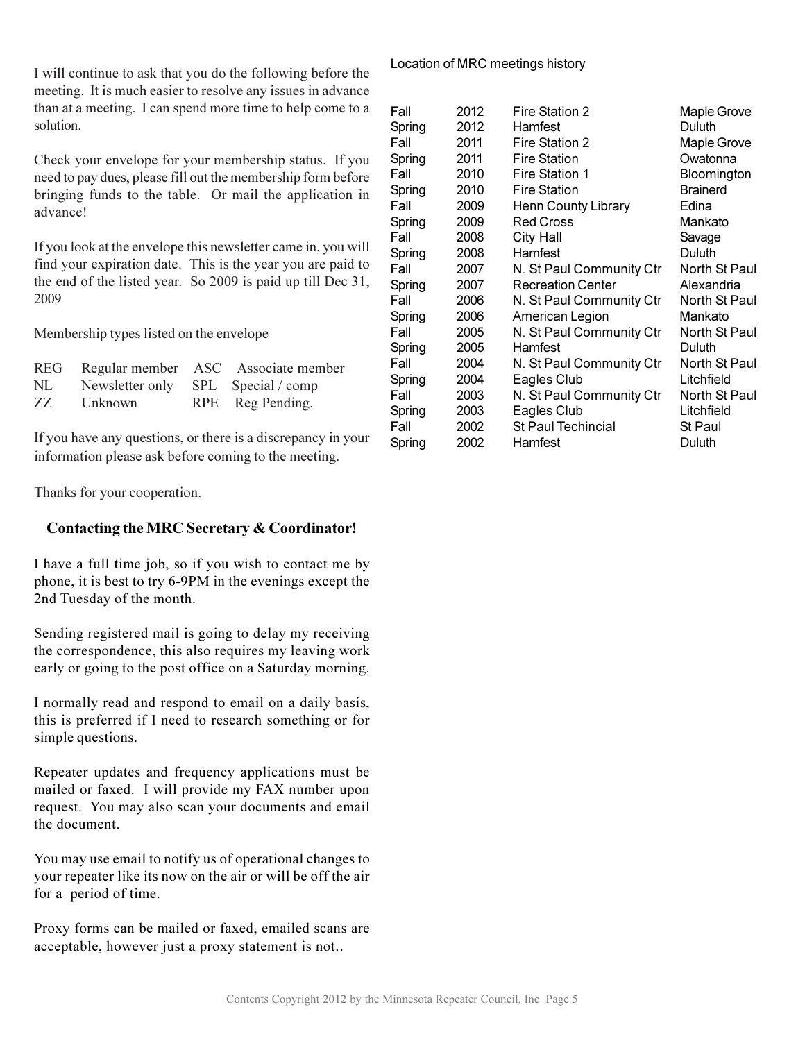I will continue to ask that you do the following before the meeting. It is much easier to resolve any issues in advance than at a meeting. I can spend more time to help come to a solution.

Check your envelope for your membership status. If you need to pay dues, please fill out the membership form before bringing funds to the table. Or mail the application in advance!

If you look at the envelope this newsletter came in, you will find your expiration date. This is the year you are paid to the end of the listed year. So 2009 is paid up till Dec 31, 2009

Membership types listed on the envelope

| | | | |
|---|---|---|---|
| REG | Regular member | ASC | Associate member |
| NL | Newsletter only | SPL | Special / comp |
| ZZ | Unknown | RPE | Reg Pending. |

If you have any questions, or there is a discrepancy in your information please ask before coming to the meeting.

Thanks for your cooperation.

### Contacting the MRC Secretary & Coordinator!

I have a full time job, so if you wish to contact me by phone, it is best to try 6-9PM in the evenings except the 2nd Tuesday of the month.

Sending registered mail is going to delay my receiving the correspondence, this also requires my leaving work early or going to the post office on a Saturday morning.

I normally read and respond to email on a daily basis, this is preferred if I need to research something or for simple questions.

Repeater updates and frequency applications must be mailed or faxed. I will provide my FAX number upon request. You may also scan your documents and email the document.

You may use email to notify us of operational changes to your repeater like its now on the air or will be off the air for a period of time.

Proxy forms can be mailed or faxed, emailed scans are acceptable, however just a proxy statement is not..

Location of MRC meetings history

| | | | |
|---|---|---|---|
| Fall | 2012 | Fire Station 2 | Maple Grove |
| Spring | 2012 | Hamfest | Duluth |
| Fall | 2011 | Fire Station 2 | Maple Grove |
| Spring | 2011 | Fire Station | Owatonna |
| Fall | 2010 | Fire Station 1 | Bloomington |
| Spring | 2010 | Fire Station | Brainerd |
| Fall | 2009 | Henn County Library | Edina |
| Spring | 2009 | Red Cross | Mankato |
| Fall | 2008 | City Hall | Savage |
| Spring | 2008 | Hamfest | Duluth |
| Fall | 2007 | N. St Paul Community Ctr | North St Paul |
| Spring | 2007 | Recreation Center | Alexandria |
| Fall | 2006 | N. St Paul Community Ctr | North St Paul |
| Spring | 2006 | American Legion | Mankato |
| Fall | 2005 | N. St Paul Community Ctr | North St Paul |
| Spring | 2005 | Hamfest | Duluth |
| Fall | 2004 | N. St Paul Community Ctr | North St Paul |
| Spring | 2004 | Eagles Club | Litchfield |
| Fall | 2003 | N. St Paul Community Ctr | North St Paul |
| Spring | 2003 | Eagles Club | Litchfield |
| Fall | 2002 | St Paul Techincial | St Paul |
| Spring | 2002 | Hamfest | Duluth |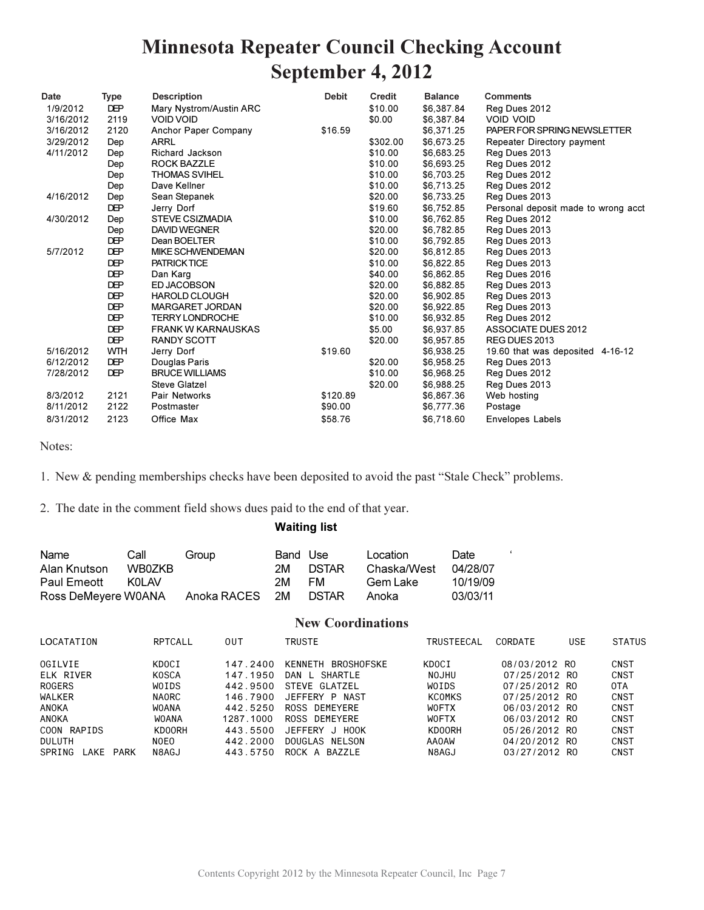# Minnesota Repeater Council Checking Account
# September 4, 2012

| Date | Type | Description | Debit | Credit | Balance | Comments |
|---|---|---|---|---|---|---|
| 1/9/2012 | DEP | Mary Nystrom/Austin ARC | | $10.00 | $6,387.84 | Reg Dues 2012 |
| 3/16/2012 | 2119 | VOID VOID | | $0.00 | $6,387.84 | VOID VOID |
| 3/16/2012 | 2120 | Anchor Paper Company | $16.59 | | $6,371.25 | PAPER FOR SPRING NEWSLETTER |
| 3/29/2012 | Dep | ARRL | | $302.00 | $6,673.25 | Repeater Directory payment |
| 4/11/2012 | Dep | Richard Jackson | | $10.00 | $6,683.25 | Reg Dues 2013 |
| | Dep | ROCK BAZZLE | | $10.00 | $6,693.25 | Reg Dues 2012 |
| | Dep | THOMAS SVIHEL | | $10.00 | $6,703.25 | Reg Dues 2012 |
| | Dep | Dave Kellner | | $10.00 | $6,713.25 | Reg Dues 2012 |
| 4/16/2012 | Dep | Sean Stepanek | | $20.00 | $6,733.25 | Reg Dues 2013 |
| | DEP | Jerry Dorf | | $19.60 | $6,752.85 | Personal deposit made to wrong acct |
| 4/30/2012 | Dep | STEVE CSIZMADIA | | $10.00 | $6,762.85 | Reg Dues 2012 |
| | Dep | DAVID WEGNER | | $20.00 | $6,782.85 | Reg Dues 2013 |
| | DEP | Dean BOELTER | | $10.00 | $6,792.85 | Reg Dues 2013 |
| 5/7/2012 | DEP | MIKE SCHWENDEMAN | | $20.00 | $6,812.85 | Reg Dues 2013 |
| | DEP | PATRICK TICE | | $10.00 | $6,822.85 | Reg Dues 2013 |
| | DEP | Dan Karg | | $40.00 | $6,862.85 | Reg Dues 2016 |
| | DEP | ED JACOBSON | | $20.00 | $6,882.85 | Reg Dues 2013 |
| | DEP | HAROLD CLOUGH | | $20.00 | $6,902.85 | Reg Dues 2013 |
| | DEP | MARGARET JORDAN | | $20.00 | $6,922.85 | Reg Dues 2013 |
| | DEP | TERRY LONDROCHE | | $10.00 | $6,932.85 | Reg Dues 2012 |
| | DEP | FRANK W KARNAUSKAS | | $5.00 | $6,937.85 | ASSOCIATE DUES 2012 |
| | DEP | RANDY SCOTT | | $20.00 | $6,957.85 | REG DUES 2013 |
| 5/16/2012 | WTH | Jerry Dorf | $19.60 | | $6,938.25 | 19.60 that was deposited 4-16-12 |
| 6/12/2012 | DEP | Douglas Paris | | $20.00 | $6,958.25 | Reg Dues 2013 |
| 7/28/2012 | DEP | BRUCE WILLIAMS | | $10.00 | $6,968.25 | Reg Dues 2012 |
| | | Steve Glatzel | | $20.00 | $6,988.25 | Reg Dues 2013 |
| 8/3/2012 | 2121 | Pair Networks | $120.89 | | $6,867.36 | Web hosting |
| 8/11/2012 | 2122 | Postmaster | $90.00 | | $6,777.36 | Postage |
| 8/31/2012 | 2123 | Office Max | $58.76 | | $6,718.60 | Envelopes Labels |

Notes:

1. New & pending memberships checks have been deposited to avoid the past "Stale Check" problems.

2. The date in the comment field shows dues paid to the end of that year.

### Waiting list

| Name | Call | Group | Band | Use | Location | Date |
|---|---|---|---|---|---|---|
| Alan Knutson | WB0ZKB | | 2M | DSTAR | Chaska/West | 04/28/07 |
| Paul Emeott | K0LAV | | 2M | FM | Gem Lake | 10/19/09 |
| Ross DeMeyere | W0ANA | Anoka RACES | 2M | DSTAR | Anoka | 03/03/11 |

## New Coordinations

| LOCATATION | RPTCALL | OUT | TRUSTE | TRUSTEECAL | CORDATE | USE | STATUS |
|---|---|---|---|---|---|---|---|
| OGILVIE | KD0CI | 147.2400 | KENNETH BROSHOFSKE | KD0CI | 08/03/2012 | RO | CNST |
| ELK RIVER | K0SCA | 147.1950 | DAN L SHARTLE | N0JHU | 07/25/2012 | RO | CNST |
| ROGERS | W0IDS | 442.9500 | STEVE GLATZEL | W0IDS | 07/25/2012 | RO | OTA |
| WALKER | NA0RC | 146.7900 | JEFFERY P NAST | KC0MKS | 07/25/2012 | RO | CNST |
| ANOKA | W0ANA | 442.5250 | ROSS DEMEYERE | W0FTX | 06/03/2012 | RO | CNST |
| ANOKA | W0ANA | 1287.1000 | ROSS DEMEYERE | W0FTX | 06/03/2012 | RO | CNST |
| COON RAPIDS | KD0ORH | 443.5500 | JEFFERY J HOOK | KD0ORH | 05/26/2012 | RO | CNST |
| DULUTH | N0EO | 442.2000 | DOUGLAS NELSON | AA0AW | 04/20/2012 | RO | CNST |
| SPRING LAKE PARK | N8AGJ | 443.5750 | ROCK A BAZZLE | N8AGJ | 03/27/2012 | RO | CNST |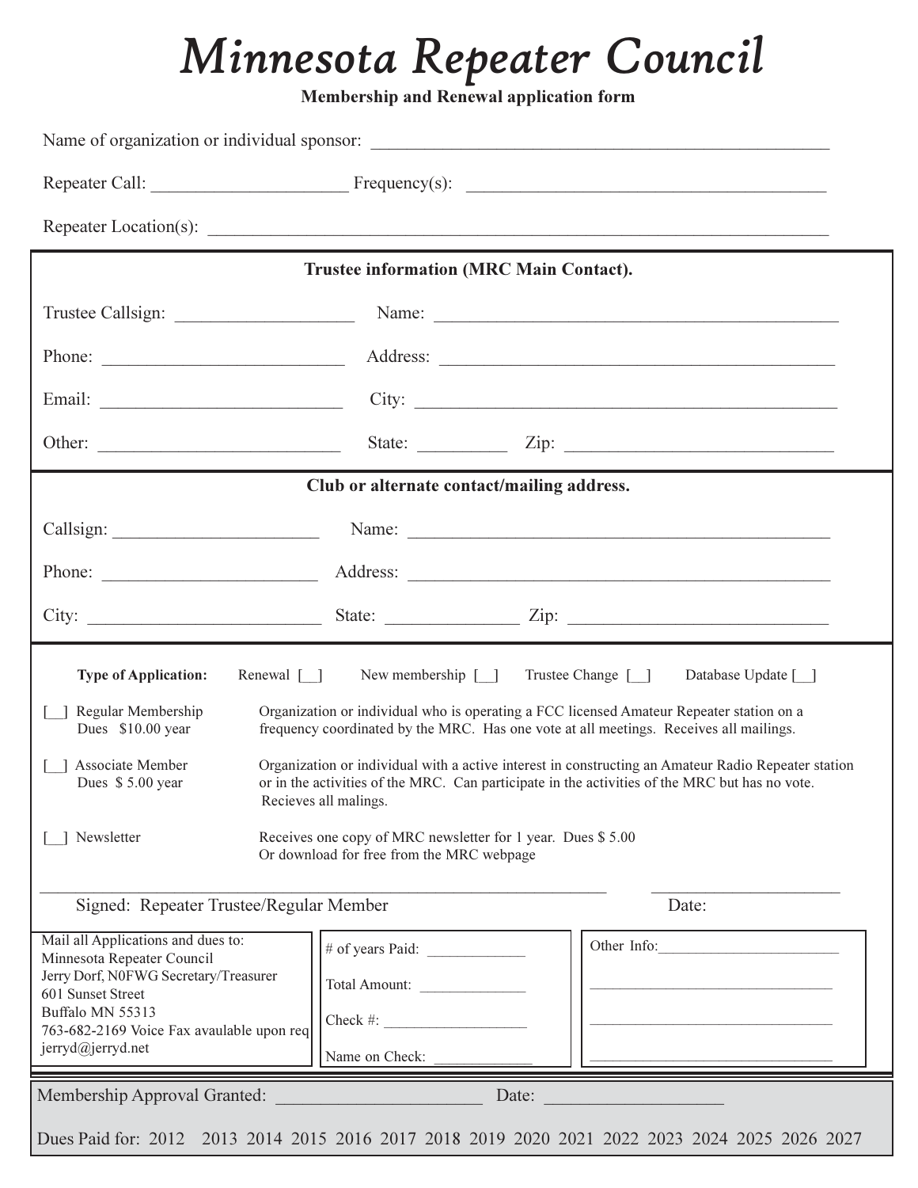# *Minnesota Repeater Council*

**Membership and Renewal application form**

Name of organization or individual sponsor: ____________________________________________________

Repeater Call: ______________________ Frequency(s): ________________________________________

Repeater Location(s): ______________________________________________________________________

**Trustee information (MRC Main Contact).**

Trustee Callsign: ____________________ Name: _____________________________________________

Phone: ___________________________ Address: ____________________________________________

Email: ___________________________ City: _______________________________________________

Other: ___________________________ State: __________ Zip: _____________________________

**Club or alternate contact/mailing address.**

Callsign: _______________________ Name: _______________________________________________

Phone: ________________________ Address: _____________________________________________

City: __________________________ State: _______________ Zip: ____________________________

**Type of Application:** Renewal [__] New membership [__] Trustee Change [__] Database Update [__]

[__] Regular Membership
Dues $10.00 year
Organization or individual who is operating a FCC licensed Amateur Repeater station on a frequency coordinated by the MRC. Has one vote at all meetings. Receives all mailings.

[__] Associate Member
Dues $ 5.00 year
Organization or individual with a active interest in constructing an Amateur Radio Repeater station or in the activities of the MRC. Can participate in the activities of the MRC but has no vote. Recieves all malings.

[__] Newsletter
Receives one copy of MRC newsletter for 1 year. Dues $ 5.00
Or download for free from the MRC webpage

______________________________________________________________ ______________________

Signed: Repeater Trustee/Regular Member Date:

Mail all Applications and dues to:
Minnesota Repeater Council
Jerry Dorf, N0FWG Secretary/Treasurer
601 Sunset Street
Buffalo MN 55313
763-682-2169 Voice Fax avaulable upon req
jerryd@jerryd.net

# of years Paid: _____________

Total Amount: ______________

Check #: ___________________

Name on Check: _____________

Other Info:________________________

________________________________

________________________________

________________________________

Membership Approval Granted: _______________________ Date: ____________________

Dues Paid for: 2012 2013 2014 2015 2016 2017 2018 2019 2020 2021 2022 2023 2024 2025 2026 2027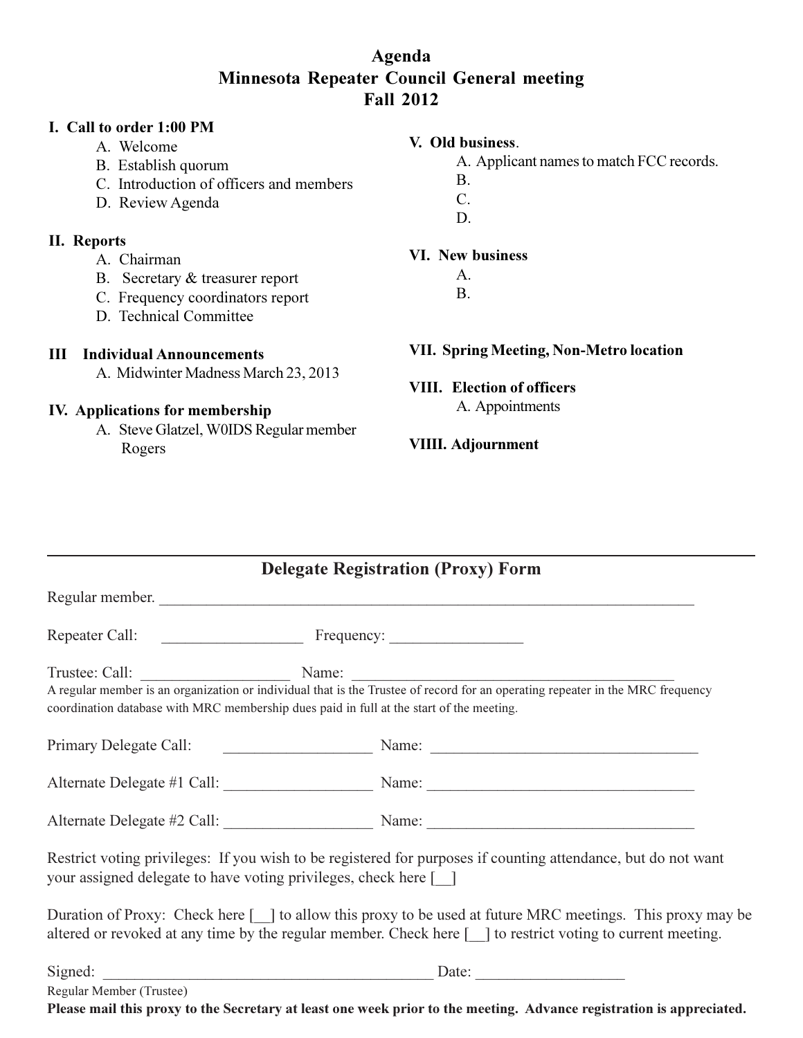# Agenda
# Minnesota Repeater Council General meeting
# Fall 2012

**I. Call to order 1:00 PM**

A. Welcome
B. Establish quorum
C. Introduction of officers and members
D. Review Agenda

**II. Reports**

A. Chairman
B. Secretary & treasurer report
C. Frequency coordinators report
D. Technical Committee

**III Individual Announcements**

A. Midwinter Madness March 23, 2013

**IV. Applications for membership**

A. Steve Glatzel, W0IDS Regular member Rogers

**V. Old business.**

A. Applicant names to match FCC records.
B.
C.
D.

**VI. New business**

A.
B.

**VII. Spring Meeting, Non-Metro location**

**VIII. Election of officers**

A. Appointments

**VIIII. Adjournment**

---

## Delegate Registration (Proxy) Form

Regular member. ______________________________________________

Repeater Call: __________________ Frequency: _________________

Trustee: Call: ___________________ Name: ___________________________________

A regular member is an organization or individual that is the Trustee of record for an operating repeater in the MRC frequency coordination database with MRC membership dues paid in full at the start of the meeting.

Primary Delegate Call: ___________________ Name: ___________________________________

Alternate Delegate #1 Call: ___________________ Name: ___________________________________

Alternate Delegate #2 Call: ___________________ Name: ___________________________________

Restrict voting privileges: If you wish to be registered for purposes if counting attendance, but do not want your assigned delegate to have voting privileges, check here [__]

Duration of Proxy: Check here [__] to allow this proxy to be used at future MRC meetings. This proxy may be altered or revoked at any time by the regular member. Check here [__] to restrict voting to current meeting.

Signed: ___________________________________________ Date: ___________________

Regular Member (Trustee)

**Please mail this proxy to the Secretary at least one week prior to the meeting. Advance registration is appreciated.**